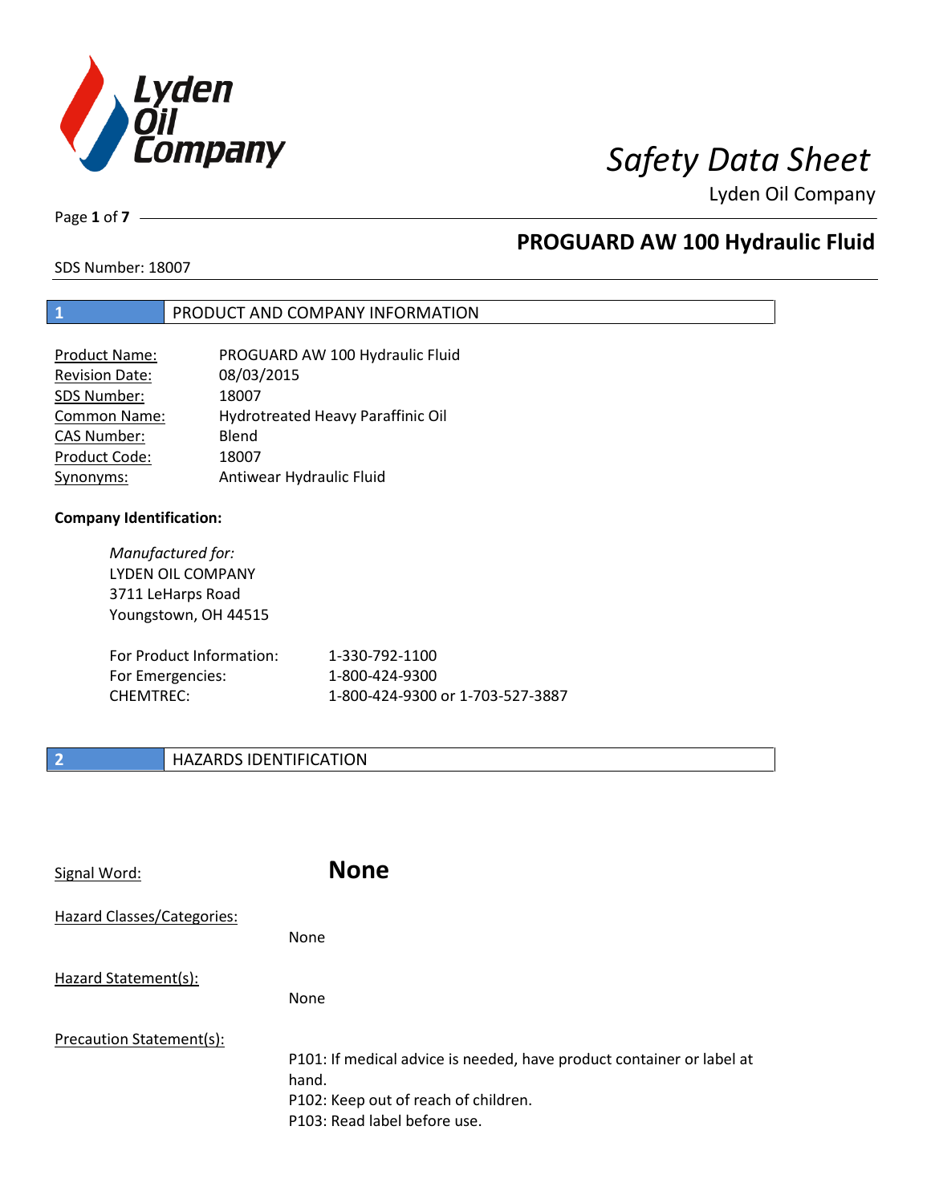# Safety Data Sheet

Lyden Oil Company

## PROGUARD AW 100 Hydraulic Fluid

SDS Number: 18007

## 1 PRODUCT AND COMPANY INFORMATION

| | |
|---|---|
| Product Name: | PROGUARD AW 100 Hydraulic Fluid |
| Revision Date: | 08/03/2015 |
| SDS Number: | 18007 |
| Common Name: | Hydrotreated Heavy Paraffinic Oil |
| CAS Number: | Blend |
| Product Code: | 18007 |
| Synonyms: | Antiwear Hydraulic Fluid |

**Company Identification:**

*Manufactured for:*
LYDEN OIL COMPANY
3711 LeHarps Road
Youngstown, OH 44515

| | |
|---|---|
| For Product Information: | 1-330-792-1100 |
| For Emergencies: | 1-800-424-9300 |
| CHEMTREC: | 1-800-424-9300 or 1-703-527-3887 |

## 2 HAZARDS IDENTIFICATION

Signal Word: **None**

Hazard Classes/Categories:

None

Hazard Statement(s):

None

Precaution Statement(s):

P101: If medical advice is needed, have product container or label at hand.
P102: Keep out of reach of children.
P103: Read label before use.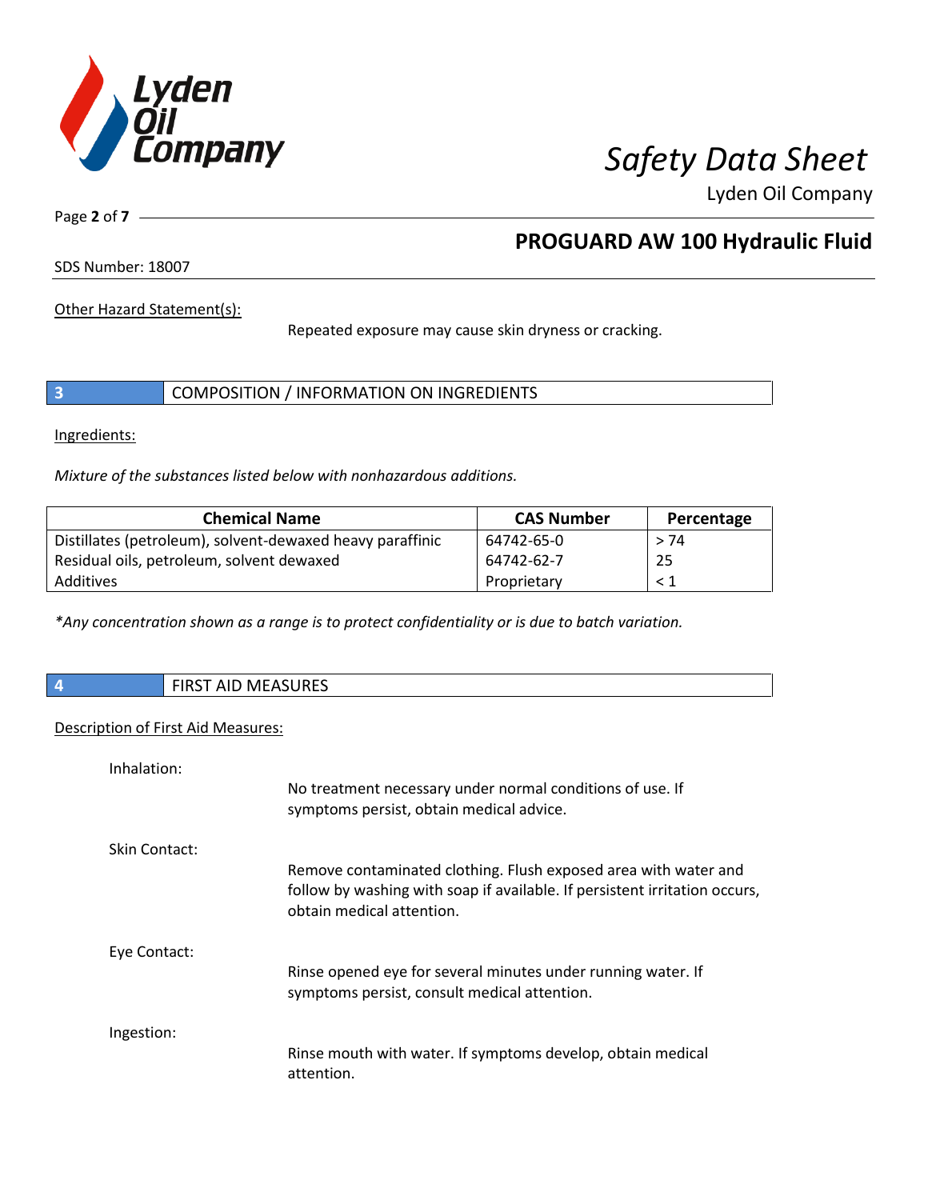Other Hazard Statement(s):

Repeated exposure may cause skin dryness or cracking.

## 3 COMPOSITION / INFORMATION ON INGREDIENTS

Ingredients:

*Mixture of the substances listed below with nonhazardous additions.*

| Chemical Name | CAS Number | Percentage |
| --- | --- | --- |
| Distillates (petroleum), solvent-dewaxed heavy paraffinic | 64742-65-0 | > 74 |
| Residual oils, petroleum, solvent dewaxed | 64742-62-7 | 25 |
| Additives | Proprietary | < 1 |

*\*Any concentration shown as a range is to protect confidentiality or is due to batch variation.*

## 4 FIRST AID MEASURES

Description of First Aid Measures:

Inhalation:

No treatment necessary under normal conditions of use. If symptoms persist, obtain medical advice.

Skin Contact:

Remove contaminated clothing. Flush exposed area with water and follow by washing with soap if available. If persistent irritation occurs, obtain medical attention.

Eye Contact:

Rinse opened eye for several minutes under running water. If symptoms persist, consult medical attention.

Ingestion:

Rinse mouth with water. If symptoms develop, obtain medical attention.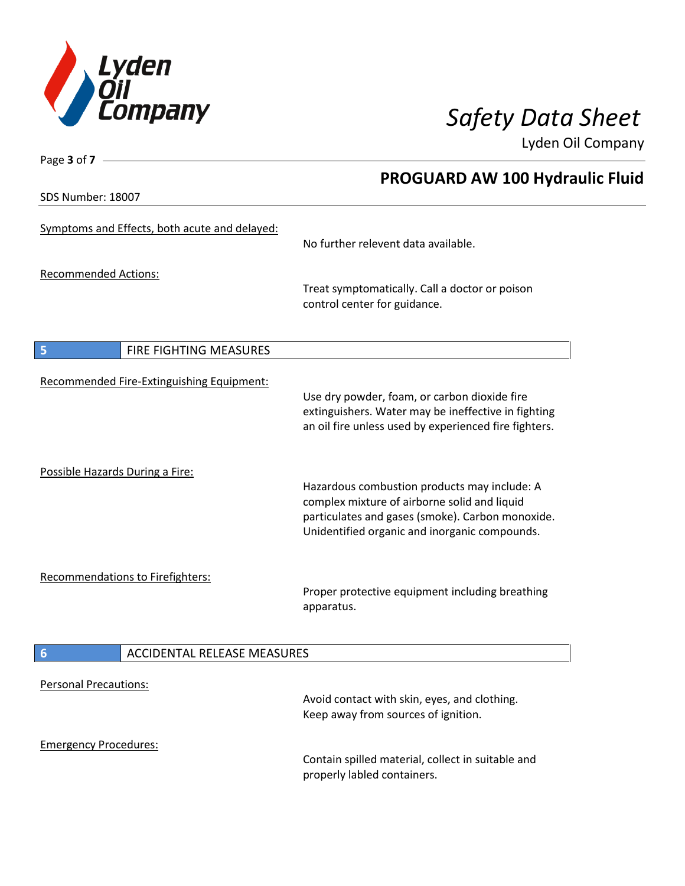Symptoms and Effects, both acute and delayed:

No further relevent data available.

Recommended Actions:

Treat symptomatically. Call a doctor or poison control center for guidance.

## 5 FIRE FIGHTING MEASURES

Recommended Fire-Extinguishing Equipment:

Use dry powder, foam, or carbon dioxide fire extinguishers. Water may be ineffective in fighting an oil fire unless used by experienced fire fighters.

Possible Hazards During a Fire:

Hazardous combustion products may include: A complex mixture of airborne solid and liquid particulates and gases (smoke). Carbon monoxide. Unidentified organic and inorganic compounds.

Recommendations to Firefighters:

Proper protective equipment including breathing apparatus.

## 6 ACCIDENTAL RELEASE MEASURES

Personal Precautions:

Avoid contact with skin, eyes, and clothing. Keep away from sources of ignition.

Emergency Procedures:

Contain spilled material, collect in suitable and properly labled containers.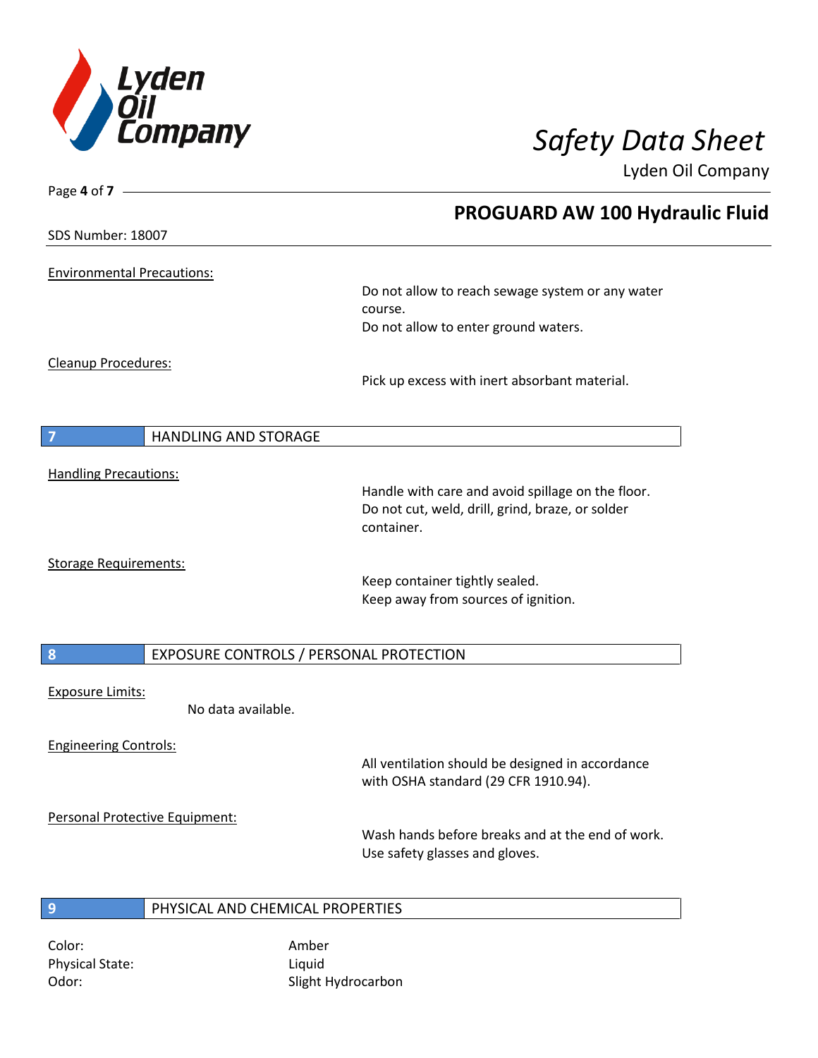**Environmental Precautions:**

Do not allow to reach sewage system or any water course.
Do not allow to enter ground waters.

**Cleanup Procedures:**

Pick up excess with inert absorbant material.

## 7 HANDLING AND STORAGE

**Handling Precautions:**

Handle with care and avoid spillage on the floor.
Do not cut, weld, drill, grind, braze, or solder container.

**Storage Requirements:**

Keep container tightly sealed.
Keep away from sources of ignition.

## 8 EXPOSURE CONTROLS / PERSONAL PROTECTION

**Exposure Limits:**

No data available.

**Engineering Controls:**

All ventilation should be designed in accordance with OSHA standard (29 CFR 1910.94).

**Personal Protective Equipment:**

Wash hands before breaks and at the end of work.
Use safety glasses and gloves.

## 9 PHYSICAL AND CHEMICAL PROPERTIES

| | |
|---|---|
| Color: | Amber |
| Physical State: | Liquid |
| Odor: | Slight Hydrocarbon |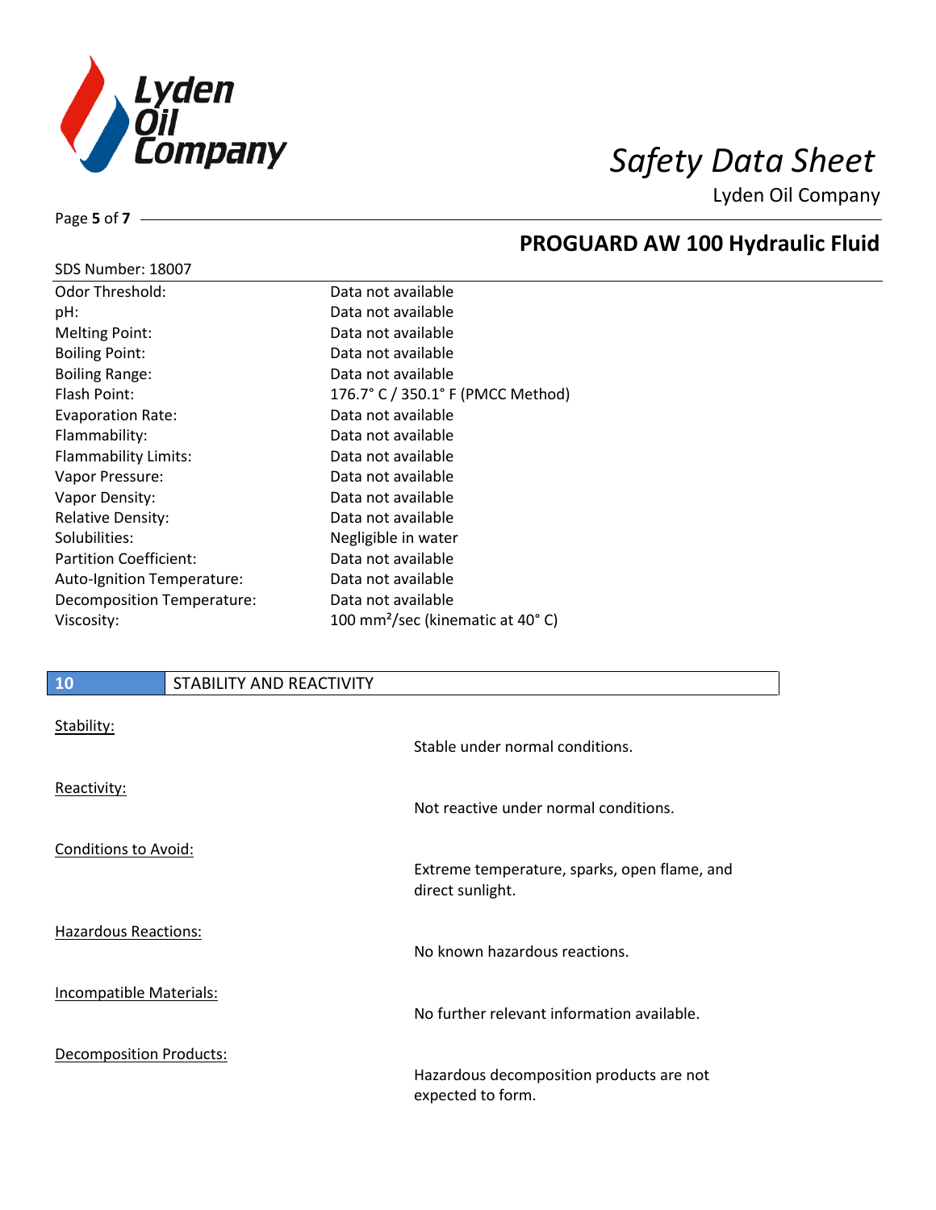SDS Number: 18007

| | |
|---|---|
| Odor Threshold: | Data not available |
| pH: | Data not available |
| Melting Point: | Data not available |
| Boiling Point: | Data not available |
| Boiling Range: | Data not available |
| Flash Point: | 176.7° C / 350.1° F (PMCC Method) |
| Evaporation Rate: | Data not available |
| Flammability: | Data not available |
| Flammability Limits: | Data not available |
| Vapor Pressure: | Data not available |
| Vapor Density: | Data not available |
| Relative Density: | Data not available |
| Solubilities: | Negligible in water |
| Partition Coefficient: | Data not available |
| Auto-Ignition Temperature: | Data not available |
| Decomposition Temperature: | Data not available |
| Viscosity: | 100 $mm^2$/sec (kinematic at 40° C) |

## 10 STABILITY AND REACTIVITY

Stability:

Stable under normal conditions.

Reactivity:

Not reactive under normal conditions.

Conditions to Avoid:

Extreme temperature, sparks, open flame, and direct sunlight.

Hazardous Reactions:

No known hazardous reactions.

Incompatible Materials:

No further relevant information available.

Decomposition Products:

Hazardous decomposition products are not expected to form.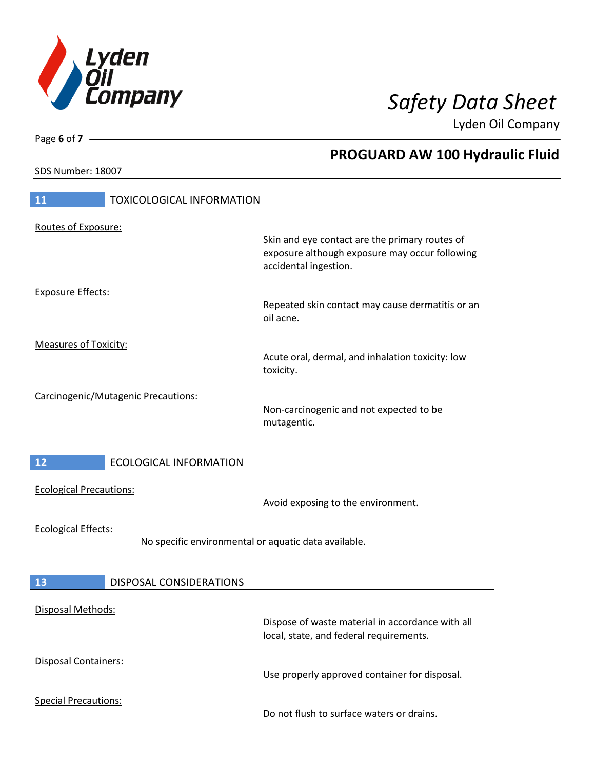## 11 TOXICOLOGICAL INFORMATION

Routes of Exposure:

Skin and eye contact are the primary routes of exposure although exposure may occur following accidental ingestion.

Exposure Effects:

Repeated skin contact may cause dermatitis or an oil acne.

Measures of Toxicity:

Acute oral, dermal, and inhalation toxicity: low toxicity.

Carcinogenic/Mutagenic Precautions:

Non-carcinogenic and not expected to be mutagentic.

## 12 ECOLOGICAL INFORMATION

Ecological Precautions:

Avoid exposing to the environment.

Ecological Effects:

No specific environmental or aquatic data available.

## 13 DISPOSAL CONSIDERATIONS

Disposal Methods:

Dispose of waste material in accordance with all local, state, and federal requirements.

Disposal Containers:

Use properly approved container for disposal.

Special Precautions:

Do not flush to surface waters or drains.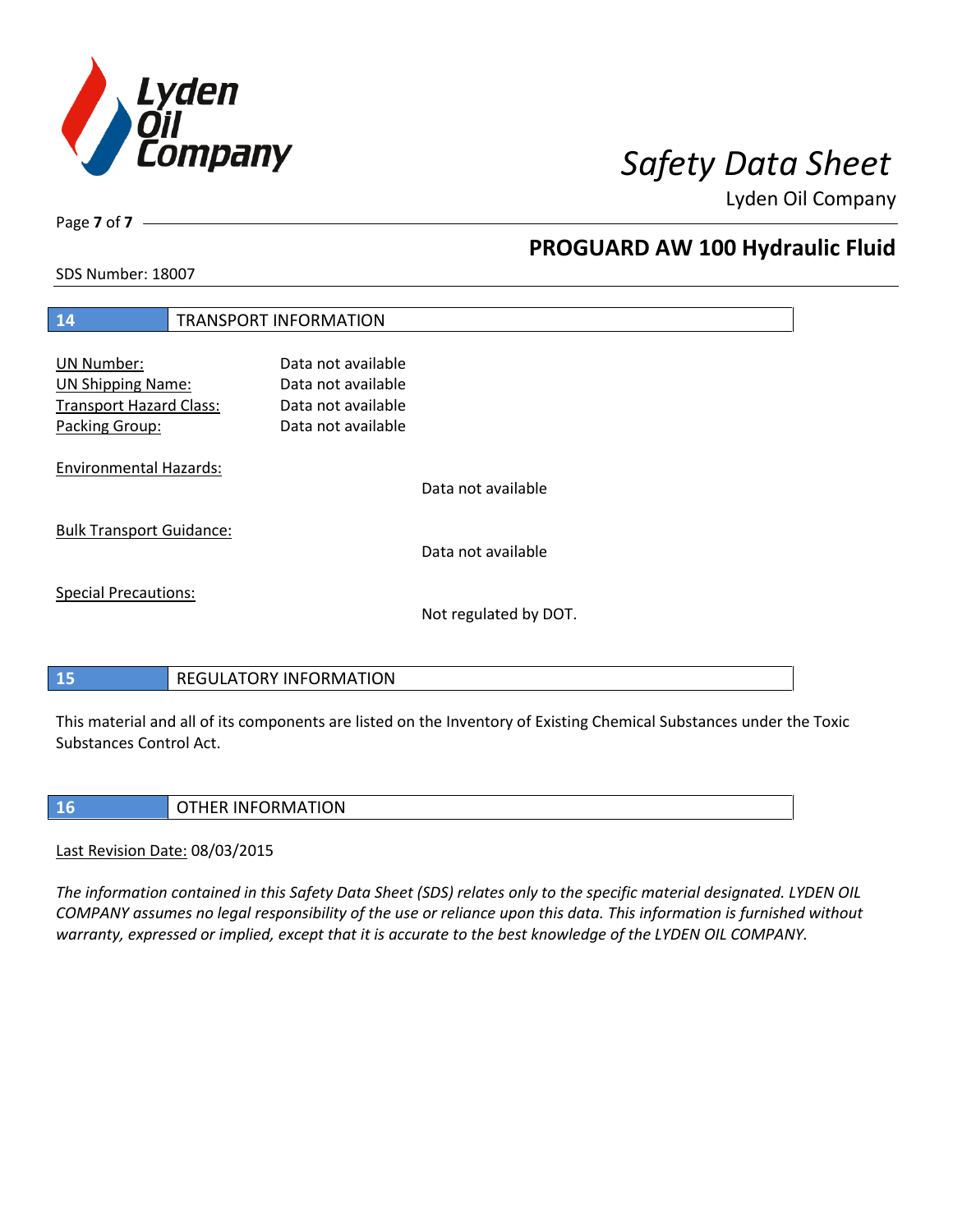## 14 TRANSPORT INFORMATION

| | |
|---|---|
| UN Number: | Data not available |
| UN Shipping Name: | Data not available |
| Transport Hazard Class: | Data not available |
| Packing Group: | Data not available |

Environmental Hazards:

Data not available

Bulk Transport Guidance:

Data not available

Special Precautions:

Not regulated by DOT.

## 15 REGULATORY INFORMATION

This material and all of its components are listed on the Inventory of Existing Chemical Substances under the Toxic Substances Control Act.

## 16 OTHER INFORMATION

Last Revision Date: 08/03/2015

*The information contained in this Safety Data Sheet (SDS) relates only to the specific material designated. LYDEN OIL COMPANY assumes no legal responsibility of the use or reliance upon this data. This information is furnished without warranty, expressed or implied, except that it is accurate to the best knowledge of the LYDEN OIL COMPANY.*